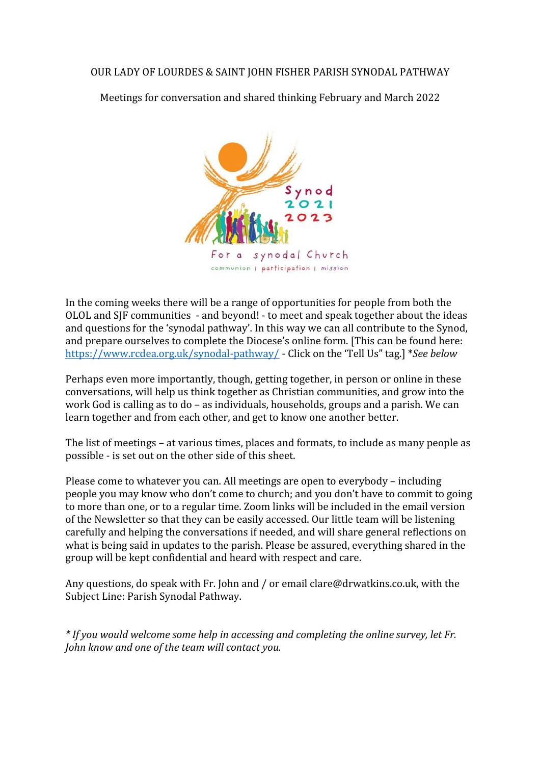OUR LADY OF LOURDES & SAINT JOHN FISHER PARISH SYNODAL PATHWAY

Meetings for conversation and shared thinking February and March 2022

In the coming weeks there will be a range of opportunities for people from both the OLOL and SJF communities - and beyond! - to meet and speak together about the ideas and questions for the 'synodal pathway'. In this way we can all contribute to the Synod, and prepare ourselves to complete the Diocese's online form. [This can be found here: https://www.rcdea.org.uk/synodal-pathway/ - Click on the 'Tell Us" tag.] *\*See below*

Perhaps even more importantly, though, getting together, in person or online in these conversations, will help us think together as Christian communities, and grow into the work God is calling as to do – as individuals, households, groups and a parish. We can learn together and from each other, and get to know one another better.

The list of meetings – at various times, places and formats, to include as many people as possible - is set out on the other side of this sheet.

Please come to whatever you can. All meetings are open to everybody – including people you may know who don't come to church; and you don't have to commit to going to more than one, or to a regular time. Zoom links will be included in the email version of the Newsletter so that they can be easily accessed. Our little team will be listening carefully and helping the conversations if needed, and will share general reflections on what is being said in updates to the parish. Please be assured, everything shared in the group will be kept confidential and heard with respect and care.

Any questions, do speak with Fr. John and / or email clare@drwatkins.co.uk, with the Subject Line: Parish Synodal Pathway.

*\* If you would welcome some help in accessing and completing the online survey, let Fr. John know and one of the team will contact you.*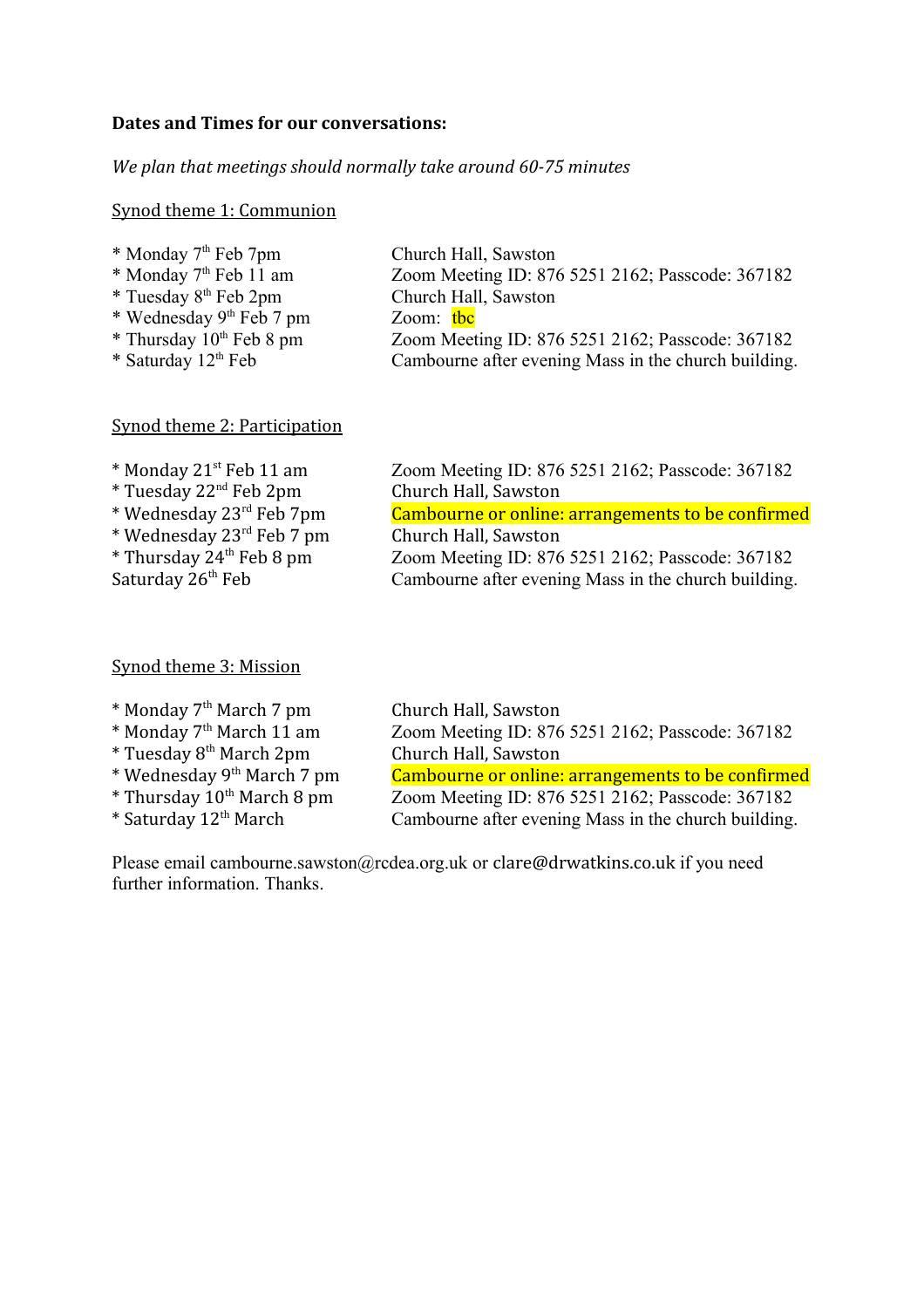**Dates and Times for our conversations:**

*We plan that meetings should normally take around 60-75 minutes*

Synod theme 1: Communion

| | |
|---|---|
| * Monday 7th Feb 7pm | Church Hall, Sawston |
| * Monday 7th Feb 11 am | Zoom Meeting ID: 876 5251 2162; Passcode: 367182 |
| * Tuesday 8th Feb 2pm | Church Hall, Sawston |
| * Wednesday 9th Feb 7 pm | Zoom: tbc |
| * Thursday 10th Feb 8 pm | Zoom Meeting ID: 876 5251 2162; Passcode: 367182 |
| * Saturday 12th Feb | Cambourne after evening Mass in the church building. |

Synod theme 2: Participation

| | |
|---|---|
| * Monday 21st Feb 11 am | Zoom Meeting ID: 876 5251 2162; Passcode: 367182 |
| * Tuesday 22nd Feb 2pm | Church Hall, Sawston |
| * Wednesday 23rd Feb 7pm | Cambourne or online: arrangements to be confirmed |
| * Wednesday 23rd Feb 7 pm | Church Hall, Sawston |
| * Thursday 24th Feb 8 pm | Zoom Meeting ID: 876 5251 2162; Passcode: 367182 |
| Saturday 26th Feb | Cambourne after evening Mass in the church building. |

Synod theme 3: Mission

| | |
|---|---|
| * Monday 7th March 7 pm | Church Hall, Sawston |
| * Monday 7th March 11 am | Zoom Meeting ID: 876 5251 2162; Passcode: 367182 |
| * Tuesday 8th March 2pm | Church Hall, Sawston |
| * Wednesday 9th March 7 pm | Cambourne or online: arrangements to be confirmed |
| * Thursday 10th March 8 pm | Zoom Meeting ID: 876 5251 2162; Passcode: 367182 |
| * Saturday 12th March | Cambourne after evening Mass in the church building. |

Please email cambourne.sawston@rcdea.org.uk or clare@drwatkins.co.uk if you need further information. Thanks.